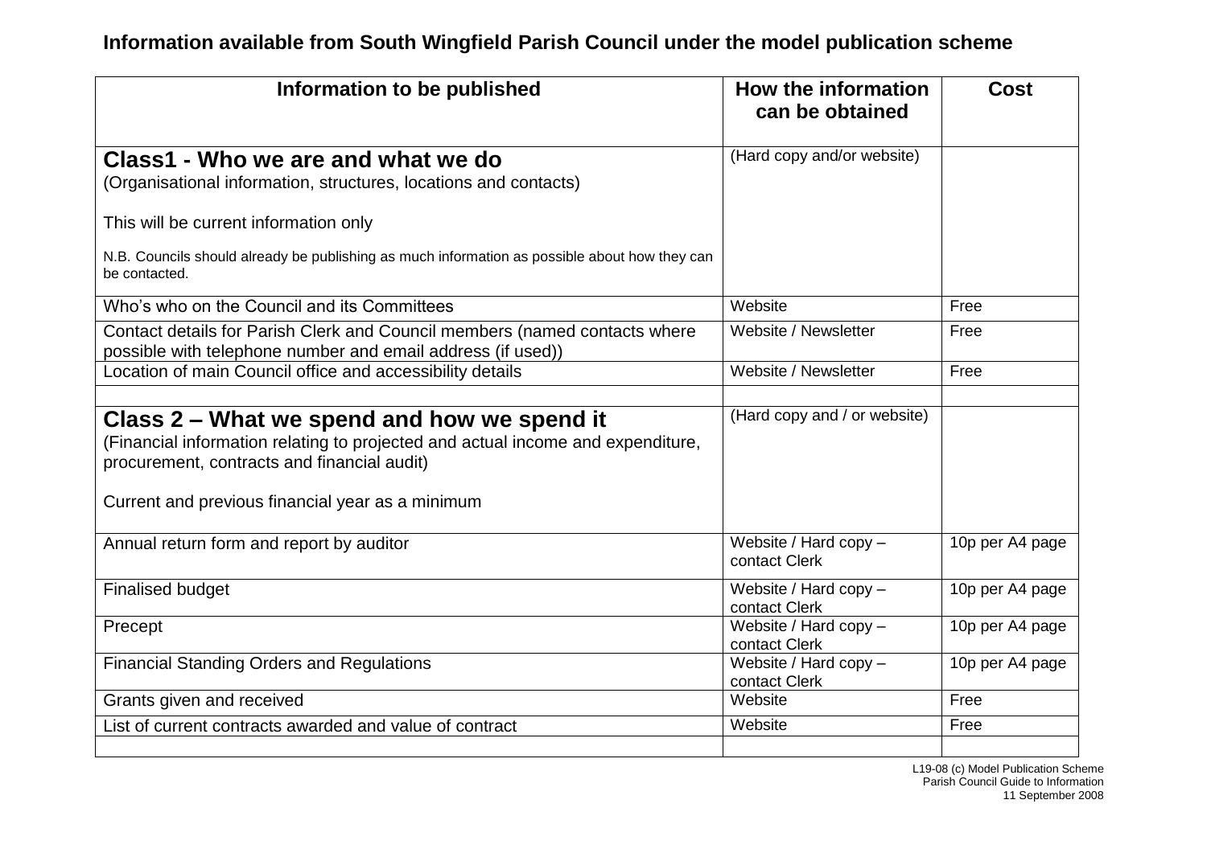# Information available from South Wingfield Parish Council under the model publication scheme

| Information to be published | How the information can be obtained | Cost |
|---|---|---|
| **Class1 - Who we are and what we do**<br>(Organisational information, structures, locations and contacts)<br><br>This will be current information only<br><br>N.B. Councils should already be publishing as much information as possible about how they can be contacted. | (Hard copy and/or website) | |
| Who's who on the Council and its Committees | Website | Free |
| Contact details for Parish Clerk and Council members (named contacts where possible with telephone number and email address (if used)) | Website / Newsletter | Free |
| Location of main Council office and accessibility details | Website / Newsletter | Free |
| | | |
| **Class 2 – What we spend and how we spend it**<br>(Financial information relating to projected and actual income and expenditure, procurement, contracts and financial audit)<br><br>Current and previous financial year as a minimum | (Hard copy and / or website) | |
| Annual return form and report by auditor | Website / Hard copy – contact Clerk | 10p per A4 page |
| Finalised budget | Website / Hard copy – contact Clerk | 10p per A4 page |
| Precept | Website / Hard copy – contact Clerk | 10p per A4 page |
| Financial Standing Orders and Regulations | Website / Hard copy – contact Clerk | 10p per A4 page |
| Grants given and received | Website | Free |
| List of current contracts awarded and value of contract | Website | Free |
| | | |

L19-08 (c) Model Publication Scheme
Parish Council Guide to Information
11 September 2008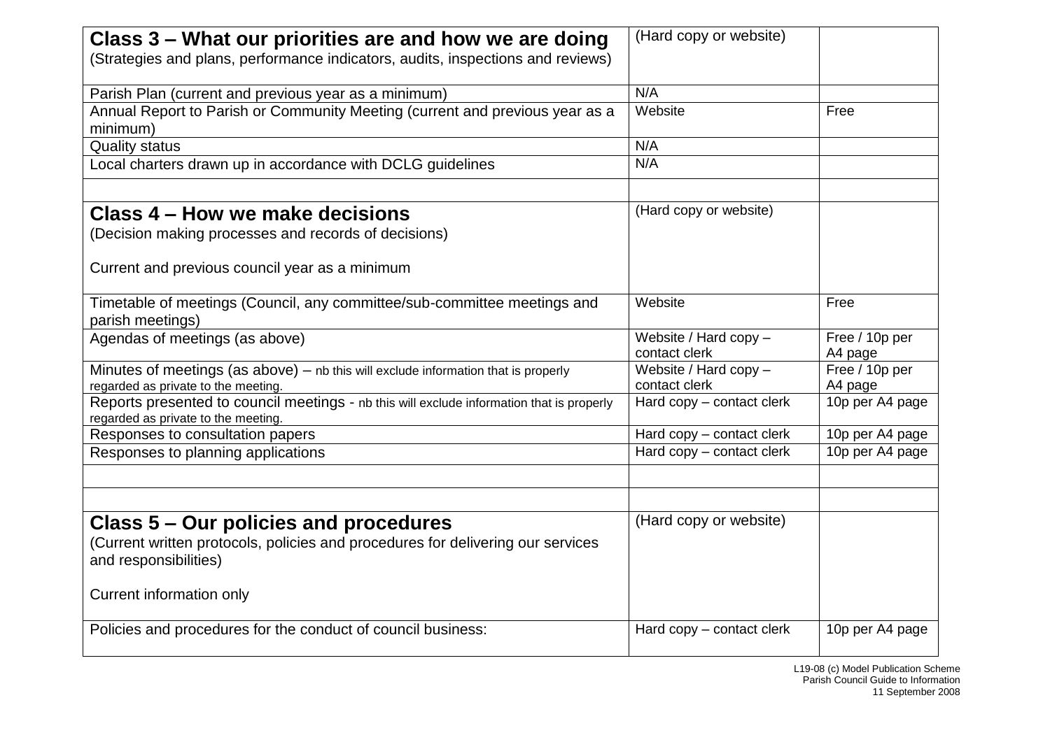| **Class 3 – What our priorities are and how we are doing**<br>(Strategies and plans, performance indicators, audits, inspections and reviews) | (Hard copy or website) | |
|---|---|---|
| Parish Plan (current and previous year as a minimum) | N/A | |
| Annual Report to Parish or Community Meeting (current and previous year as a minimum) | Website | Free |
| Quality status | N/A | |
| Local charters drawn up in accordance with DCLG guidelines | N/A | |
| | | |
| **Class 4 – How we make decisions**<br>(Decision making processes and records of decisions)<br><br>Current and previous council year as a minimum | (Hard copy or website) | |
| Timetable of meetings (Council, any committee/sub-committee meetings and parish meetings) | Website | Free |
| Agendas of meetings (as above) | Website / Hard copy – contact clerk | Free / 10p per A4 page |
| Minutes of meetings (as above) – nb this will exclude information that is properly regarded as private to the meeting. | Website / Hard copy – contact clerk | Free / 10p per A4 page |
| Reports presented to council meetings - nb this will exclude information that is properly regarded as private to the meeting. | Hard copy – contact clerk | 10p per A4 page |
| Responses to consultation papers | Hard copy – contact clerk | 10p per A4 page |
| Responses to planning applications | Hard copy – contact clerk | 10p per A4 page |
| | | |
| | | |
| **Class 5 – Our policies and procedures**<br>(Current written protocols, policies and procedures for delivering our services and responsibilities)<br><br>Current information only | (Hard copy or website) | |
| Policies and procedures for the conduct of council business: | Hard copy – contact clerk | 10p per A4 page |

L19-08 (c) Model Publication Scheme
Parish Council Guide to Information
11 September 2008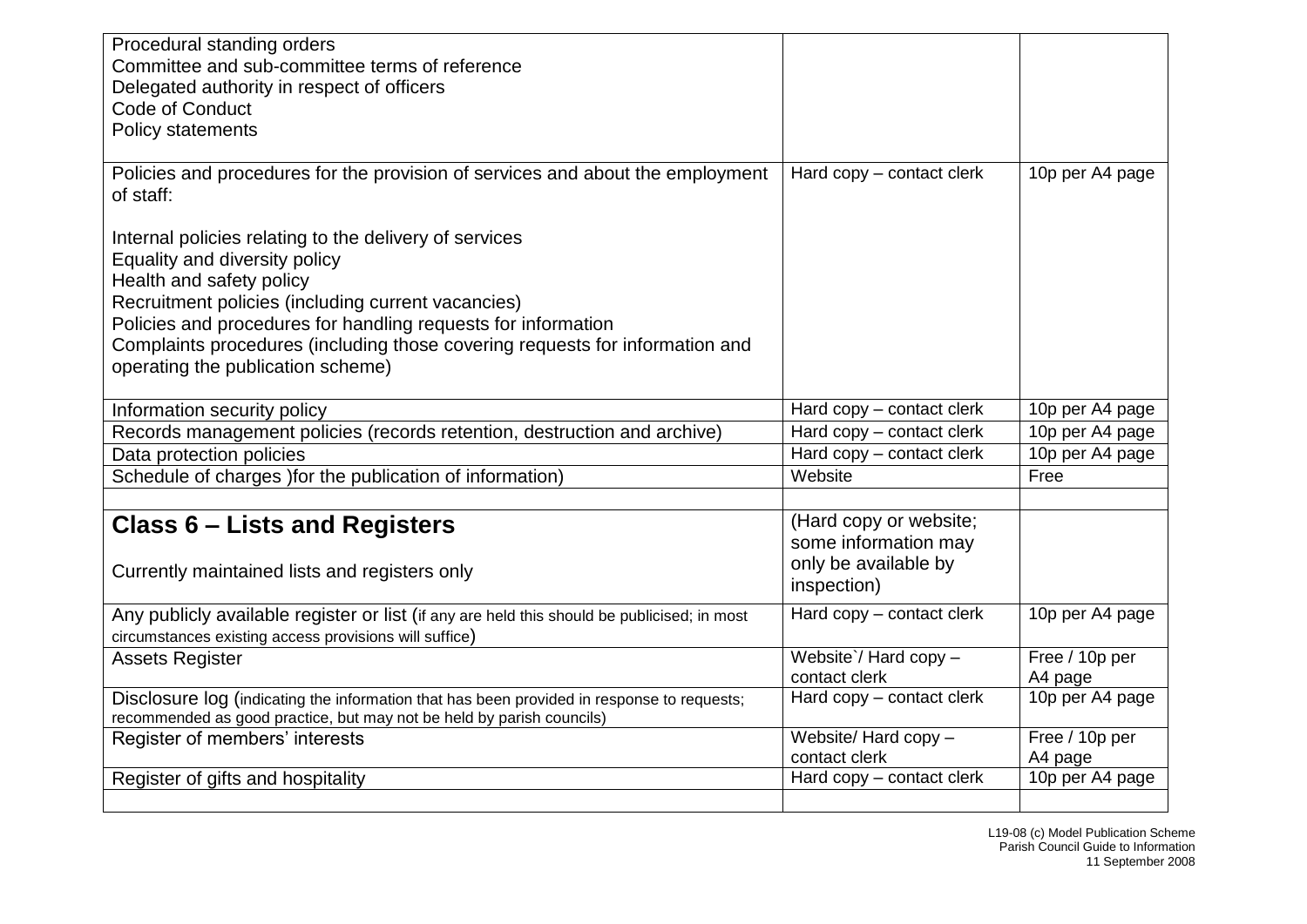| | | |
|---|---|---|
| Procedural standing orders<br>Committee and sub-committee terms of reference<br>Delegated authority in respect of officers<br>Code of Conduct<br>Policy statements | | |
| Policies and procedures for the provision of services and about the employment of staff:<br><br>Internal policies relating to the delivery of services<br>Equality and diversity policy<br>Health and safety policy<br>Recruitment policies (including current vacancies)<br>Policies and procedures for handling requests for information<br>Complaints procedures (including those covering requests for information and operating the publication scheme) | Hard copy – contact clerk | 10p per A4 page |
| Information security policy | Hard copy – contact clerk | 10p per A4 page |
| Records management policies (records retention, destruction and archive) | Hard copy – contact clerk | 10p per A4 page |
| Data protection policies | Hard copy – contact clerk | 10p per A4 page |
| Schedule of charges )for the publication of information) | Website | Free |
| | | |
| **Class 6 – Lists and Registers**<br><br>Currently maintained lists and registers only | (Hard copy or website; some information may only be available by inspection) | |
| Any publicly available register or list (if any are held this should be publicised; in most circumstances existing access provisions will suffice) | Hard copy – contact clerk | 10p per A4 page |
| Assets Register | Website`/ Hard copy – contact clerk | Free / 10p per A4 page |
| Disclosure log (indicating the information that has been provided in response to requests; recommended as good practice, but may not be held by parish councils) | Hard copy – contact clerk | 10p per A4 page |
| Register of members' interests | Website/ Hard copy – contact clerk | Free / 10p per A4 page |
| Register of gifts and hospitality | Hard copy – contact clerk | 10p per A4 page |
| | | |

L19-08 (c) Model Publication Scheme
Parish Council Guide to Information
11 September 2008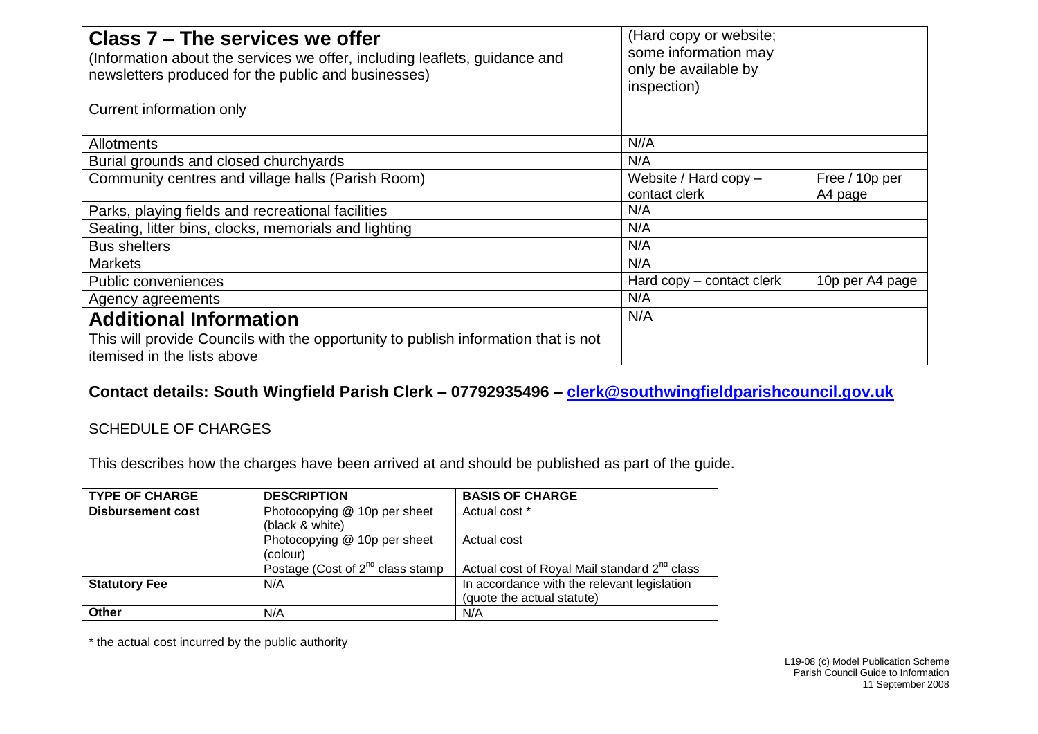| | | |
|---|---|---|
| **Class 7 – The services we offer**<br>(Information about the services we offer, including leaflets, guidance and newsletters produced for the public and businesses)<br><br>Current information only | (Hard copy or website; some information may only be available by inspection) | |
| Allotments | N//A | |
| Burial grounds and closed churchyards | N/A | |
| Community centres and village halls (Parish Room) | Website / Hard copy – contact clerk | Free / 10p per A4 page |
| Parks, playing fields and recreational facilities | N/A | |
| Seating, litter bins, clocks, memorials and lighting | N/A | |
| Bus shelters | N/A | |
| Markets | N/A | |
| Public conveniences | Hard copy – contact clerk | 10p per A4 page |
| Agency agreements | N/A | |
| **Additional Information**<br>This will provide Councils with the opportunity to publish information that is not itemised in the lists above | N/A | |

**Contact details: South Wingfield Parish Clerk – 07792935496 – clerk@southwingfieldparishcouncil.gov.uk**

SCHEDULE OF CHARGES

This describes how the charges have been arrived at and should be published as part of the guide.

| TYPE OF CHARGE | DESCRIPTION | BASIS OF CHARGE |
|---|---|---|
| **Disbursement cost** | Photocopying @ 10p per sheet (black & white) | Actual cost * |
| | Photocopying @ 10p per sheet (colour) | Actual cost |
| | Postage (Cost of 2nd class stamp | Actual cost of Royal Mail standard 2nd class |
| **Statutory Fee** | N/A | In accordance with the relevant legislation (quote the actual statute) |
| **Other** | N/A | N/A |

* the actual cost incurred by the public authority

L19-08 (c) Model Publication Scheme
Parish Council Guide to Information
11 September 2008